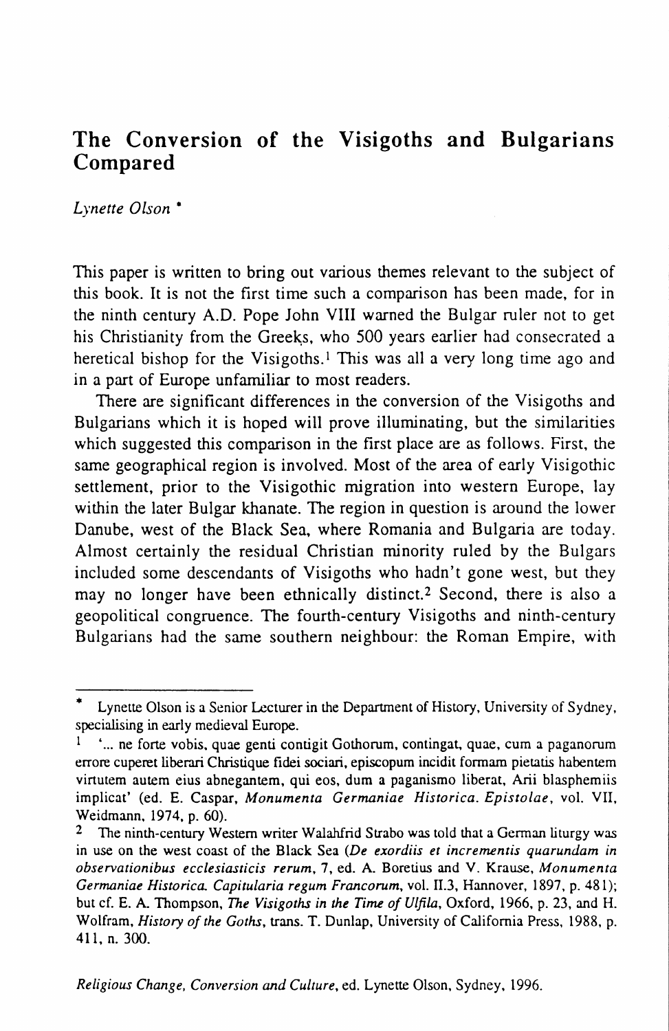# The Conversion of the Visigoths and Bulgarians Compared

*Lynette Olson* *

This paper is written to bring out various themes relevant to the subject of this book. It is not the first time such a comparison has been made, for in the ninth century A.D. Pope John VIII warned the Bulgar ruler not to get his Christianity from the Greeks, who 500 years earlier had consecrated a heretical bishop for the Visigoths.[1] This was all a very long time ago and in a part of Europe unfamiliar to most readers.

There are significant differences in the conversion of the Visigoths and Bulgarians which it is hoped will prove illuminating, but the similarities which suggested this comparison in the first place are as follows. First, the same geographical region is involved. Most of the area of early Visigothic settlement, prior to the Visigothic migration into western Europe, lay within the later Bulgar khanate. The region in question is around the lower Danube, west of the Black Sea, where Romania and Bulgaria are today. Almost certainly the residual Christian minority ruled by the Bulgars included some descendants of Visigoths who hadn't gone west, but they may no longer have been ethnically distinct.[2] Second, there is also a geopolitical congruence. The fourth-century Visigoths and ninth-century Bulgarians had the same southern neighbour: the Roman Empire, with

---

\* Lynette Olson is a Senior Lecturer in the Department of History, University of Sydney, specialising in early medieval Europe.

[1] '... ne forte vobis, quae genti contigit Gothorum, contingat, quae, cum a paganorum errore cuperet liberari Christique fidei sociari, episcopum incidit formam pietatis habentem virtutem autem eius abnegantem, qui eos, dum a paganismo liberat, Arii blasphemiis implicat' (ed. E. Caspar, *Monumenta Germaniae Historica. Epistolae*, vol. VII, Weidmann, 1974, p. 60).

[2] The ninth-century Western writer Walahfrid Strabo was told that a German liturgy was in use on the west coast of the Black Sea (*De exordiis et incrementis quarundam in observationibus ecclesiasticis rerum*, 7, ed. A. Boretius and V. Krause, *Monumenta Germaniae Historica. Capitularia regum Francorum*, vol. II.3, Hannover, 1897, p. 481); but cf. E. A. Thompson, *The Visigoths in the Time of Ulfila*, Oxford, 1966, p. 23, and H. Wolfram, *History of the Goths*, trans. T. Dunlap, University of California Press, 1988, p. 411, n. 300.

*Religious Change, Conversion and Culture*, ed. Lynette Olson, Sydney, 1996.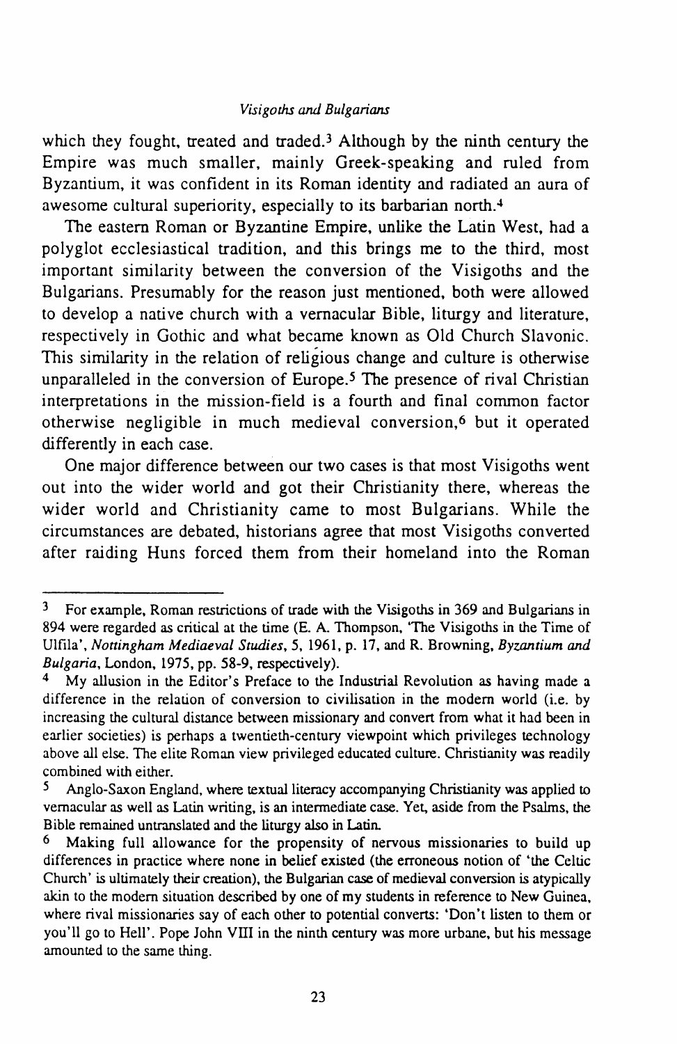which they fought, treated and traded.[3] Although by the ninth century the Empire was much smaller, mainly Greek-speaking and ruled from Byzantium, it was confident in its Roman identity and radiated an aura of awesome cultural superiority, especially to its barbarian north.[4]

The eastern Roman or Byzantine Empire, unlike the Latin West, had a polyglot ecclesiastical tradition, and this brings me to the third, most important similarity between the conversion of the Visigoths and the Bulgarians. Presumably for the reason just mentioned, both were allowed to develop a native church with a vernacular Bible, liturgy and literature, respectively in Gothic and what became known as Old Church Slavonic. This similarity in the relation of religious change and culture is otherwise unparalleled in the conversion of Europe.[5] The presence of rival Christian interpretations in the mission-field is a fourth and final common factor otherwise negligible in much medieval conversion,[6] but it operated differently in each case.

One major difference between our two cases is that most Visigoths went out into the wider world and got their Christianity there, whereas the wider world and Christianity came to most Bulgarians. While the circumstances are debated, historians agree that most Visigoths converted after raiding Huns forced them from their homeland into the Roman

---

[3] For example, Roman restrictions of trade with the Visigoths in 369 and Bulgarians in 894 were regarded as critical at the time (E. A. Thompson, 'The Visigoths in the Time of Ulfila', *Nottingham Mediaeval Studies*, 5, 1961, p. 17, and R. Browning, *Byzantium and Bulgaria*, London, 1975, pp. 58-9, respectively).

[4] My allusion in the Editor's Preface to the Industrial Revolution as having made a difference in the relation of conversion to civilisation in the modern world (i.e. by increasing the cultural distance between missionary and convert from what it had been in earlier societies) is perhaps a twentieth-century viewpoint which privileges technology above all else. The elite Roman view privileged educated culture. Christianity was readily combined with either.

[5] Anglo-Saxon England, where textual literacy accompanying Christianity was applied to vernacular as well as Latin writing, is an intermediate case. Yet, aside from the Psalms, the Bible remained untranslated and the liturgy also in Latin.

[6] Making full allowance for the propensity of nervous missionaries to build up differences in practice where none in belief existed (the erroneous notion of 'the Celtic Church' is ultimately their creation), the Bulgarian case of medieval conversion is atypically akin to the modern situation described by one of my students in reference to New Guinea, where rival missionaries say of each other to potential converts: 'Don't listen to them or you'll go to Hell'. Pope John VIII in the ninth century was more urbane, but his message amounted to the same thing.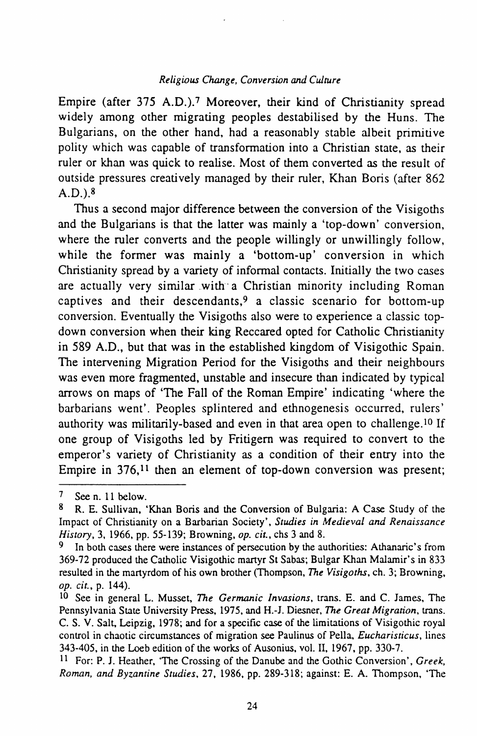Empire (after 375 A.D.).[7] Moreover, their kind of Christianity spread widely among other migrating peoples destabilised by the Huns. The Bulgarians, on the other hand, had a reasonably stable albeit primitive polity which was capable of transformation into a Christian state, as their ruler or khan was quick to realise. Most of them converted as the result of outside pressures creatively managed by their ruler, Khan Boris (after 862 A.D.).[8]

Thus a second major difference between the conversion of the Visigoths and the Bulgarians is that the latter was mainly a 'top-down' conversion, where the ruler converts and the people willingly or unwillingly follow, while the former was mainly a 'bottom-up' conversion in which Christianity spread by a variety of informal contacts. Initially the two cases are actually very similar with a Christian minority including Roman captives and their descendants,[9] a classic scenario for bottom-up conversion. Eventually the Visigoths also were to experience a classic top-down conversion when their king Reccared opted for Catholic Christianity in 589 A.D., but that was in the established kingdom of Visigothic Spain. The intervening Migration Period for the Visigoths and their neighbours was even more fragmented, unstable and insecure than indicated by typical arrows on maps of 'The Fall of the Roman Empire' indicating 'where the barbarians went'. Peoples splintered and ethnogenesis occurred, rulers' authority was militarily-based and even in that area open to challenge.[10] If one group of Visigoths led by Fritigern was required to convert to the emperor's variety of Christianity as a condition of their entry into the Empire in 376,[11] then an element of top-down conversion was present;

---

[7] See n. 11 below.

[8] R. E. Sullivan, 'Khan Boris and the Conversion of Bulgaria: A Case Study of the Impact of Christianity on a Barbarian Society', *Studies in Medieval and Renaissance History*, 3, 1966, pp. 55-139; Browning, *op. cit.*, chs 3 and 8.

[9] In both cases there were instances of persecution by the authorities: Athanaric's from 369-72 produced the Catholic Visigothic martyr St Sabas; Bulgar Khan Malamir's in 833 resulted in the martyrdom of his own brother (Thompson, *The Visigoths*, ch. 3; Browning, *op. cit.*, p. 144).

[10] See in general L. Musset, *The Germanic Invasions*, trans. E. and C. James, The Pennsylvania State University Press, 1975, and H.-J. Diesner, *The Great Migration*, trans. C. S. V. Salt, Leipzig, 1978; and for a specific case of the limitations of Visigothic royal control in chaotic circumstances of migration see Paulinus of Pella, *Eucharisticus*, lines 343-405, in the Loeb edition of the works of Ausonius, vol. II, 1967, pp. 330-7.

[11] For: P. J. Heather, 'The Crossing of the Danube and the Gothic Conversion', *Greek, Roman, and Byzantine Studies*, 27, 1986, pp. 289-318; against: E. A. Thompson, 'The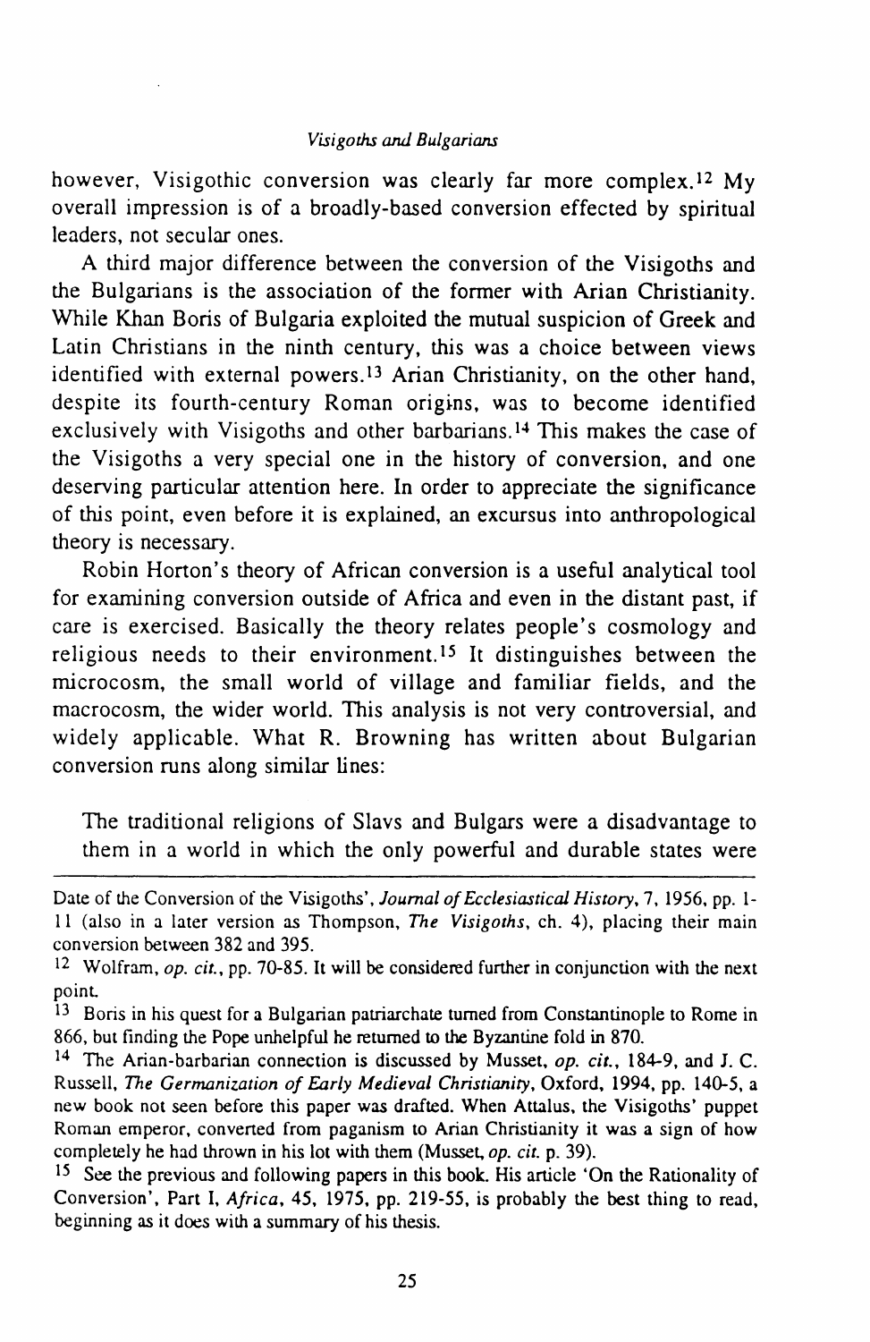however, Visigothic conversion was clearly far more complex.[12] My overall impression is of a broadly-based conversion effected by spiritual leaders, not secular ones.

A third major difference between the conversion of the Visigoths and the Bulgarians is the association of the former with Arian Christianity. While Khan Boris of Bulgaria exploited the mutual suspicion of Greek and Latin Christians in the ninth century, this was a choice between views identified with external powers.[13] Arian Christianity, on the other hand, despite its fourth-century Roman origins, was to become identified exclusively with Visigoths and other barbarians.[14] This makes the case of the Visigoths a very special one in the history of conversion, and one deserving particular attention here. In order to appreciate the significance of this point, even before it is explained, an excursus into anthropological theory is necessary.

Robin Horton's theory of African conversion is a useful analytical tool for examining conversion outside of Africa and even in the distant past, if care is exercised. Basically the theory relates people's cosmology and religious needs to their environment.[15] It distinguishes between the microcosm, the small world of village and familiar fields, and the macrocosm, the wider world. This analysis is not very controversial, and widely applicable. What R. Browning has written about Bulgarian conversion runs along similar lines:

> The traditional religions of Slavs and Bulgars were a disadvantage to them in a world in which the only powerful and durable states were

---

Date of the Conversion of the Visigoths', *Journal of Ecclesiastical History*, 7, 1956, pp. 1-11 (also in a later version as Thompson, *The Visigoths*, ch. 4), placing their main conversion between 382 and 395.

[12] Wolfram, *op. cit.*, pp. 70-85. It will be considered further in conjunction with the next point.

[13] Boris in his quest for a Bulgarian patriarchate turned from Constantinople to Rome in 866, but finding the Pope unhelpful he returned to the Byzantine fold in 870.

[14] The Arian-barbarian connection is discussed by Musset, *op. cit.*, 184-9, and J. C. Russell, *The Germanization of Early Medieval Christianity*, Oxford, 1994, pp. 140-5, a new book not seen before this paper was drafted. When Attalus, the Visigoths' puppet Roman emperor, converted from paganism to Arian Christianity it was a sign of how completely he had thrown in his lot with them (Musset, *op. cit.* p. 39).

[15] See the previous and following papers in this book. His article 'On the Rationality of Conversion', Part I, *Africa*, 45, 1975, pp. 219-55, is probably the best thing to read, beginning as it does with a summary of his thesis.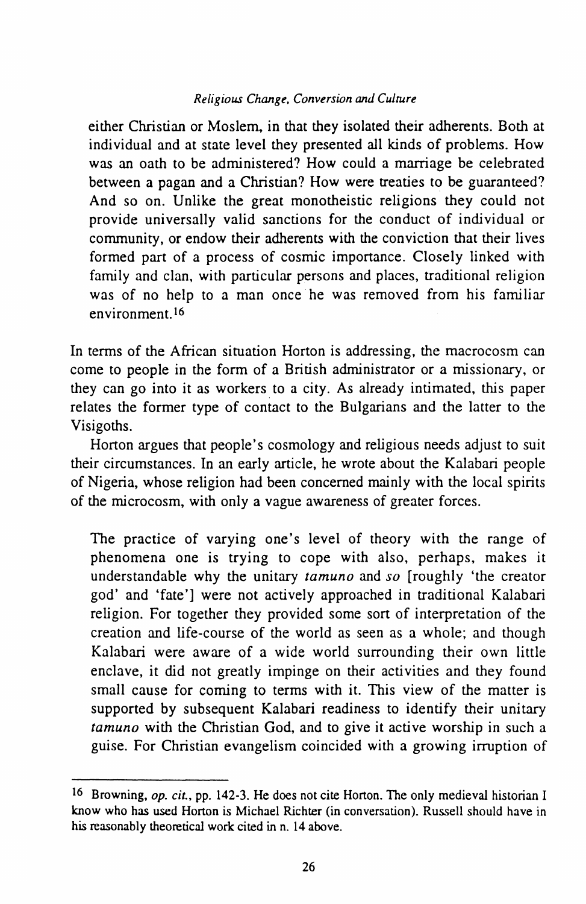either Christian or Moslem, in that they isolated their adherents. Both at individual and at state level they presented all kinds of problems. How was an oath to be administered? How could a marriage be celebrated between a pagan and a Christian? How were treaties to be guaranteed? And so on. Unlike the great monotheistic religions they could not provide universally valid sanctions for the conduct of individual or community, or endow their adherents with the conviction that their lives formed part of a process of cosmic importance. Closely linked with family and clan, with particular persons and places, traditional religion was of no help to a man once he was removed from his familiar environment.[16]

In terms of the African situation Horton is addressing, the macrocosm can come to people in the form of a British administrator or a missionary, or they can go into it as workers to a city. As already intimated, this paper relates the former type of contact to the Bulgarians and the latter to the Visigoths.

Horton argues that people's cosmology and religious needs adjust to suit their circumstances. In an early article, he wrote about the Kalabari people of Nigeria, whose religion had been concerned mainly with the local spirits of the microcosm, with only a vague awareness of greater forces.

> The practice of varying one's level of theory with the range of phenomena one is trying to cope with also, perhaps, makes it understandable why the unitary *tamuno* and *so* [roughly 'the creator god' and 'fate'] were not actively approached in traditional Kalabari religion. For together they provided some sort of interpretation of the creation and life-course of the world as seen as a whole; and though Kalabari were aware of a wide world surrounding their own little enclave, it did not greatly impinge on their activities and they found small cause for coming to terms with it. This view of the matter is supported by subsequent Kalabari readiness to identify their unitary *tamuno* with the Christian God, and to give it active worship in such a guise. For Christian evangelism coincided with a growing irruption of

---

[16] Browning, *op. cit.*, pp. 142-3. He does not cite Horton. The only medieval historian I know who has used Horton is Michael Richter (in conversation). Russell should have in his reasonably theoretical work cited in n. 14 above.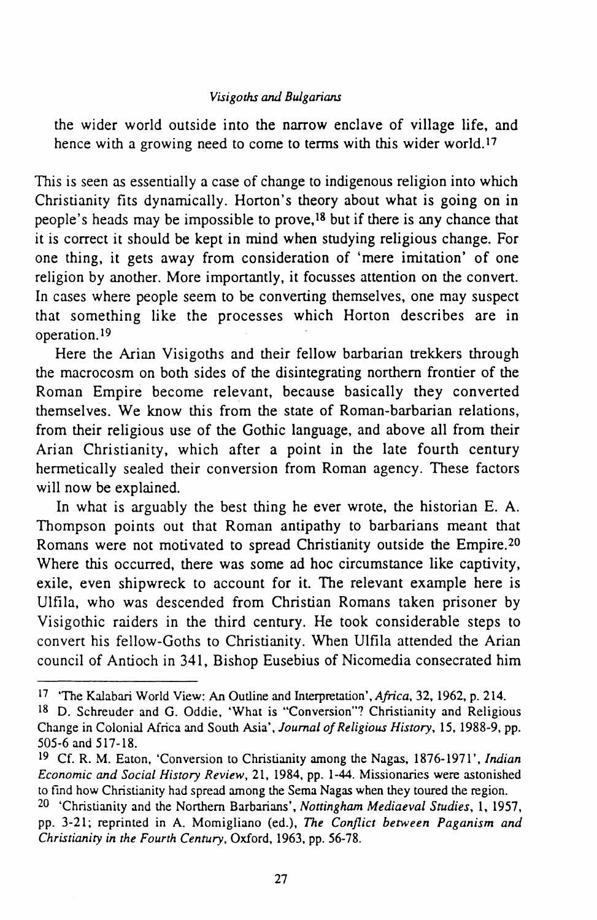the wider world outside into the narrow enclave of village life, and hence with a growing need to come to terms with this wider world.[17]

This is seen as essentially a case of change to indigenous religion into which Christianity fits dynamically. Horton's theory about what is going on in people's heads may be impossible to prove,[18] but if there is any chance that it is correct it should be kept in mind when studying religious change. For one thing, it gets away from consideration of 'mere imitation' of one religion by another. More importantly, it focusses attention on the convert. In cases where people seem to be converting themselves, one may suspect that something like the processes which Horton describes are in operation.[19]

Here the Arian Visigoths and their fellow barbarian trekkers through the macrocosm on both sides of the disintegrating northern frontier of the Roman Empire become relevant, because basically they converted themselves. We know this from the state of Roman-barbarian relations, from their religious use of the Gothic language, and above all from their Arian Christianity, which after a point in the late fourth century hermetically sealed their conversion from Roman agency. These factors will now be explained.

In what is arguably the best thing he ever wrote, the historian E. A. Thompson points out that Roman antipathy to barbarians meant that Romans were not motivated to spread Christianity outside the Empire.[20] Where this occurred, there was some ad hoc circumstance like captivity, exile, even shipwreck to account for it. The relevant example here is Ulfila, who was descended from Christian Romans taken prisoner by Visigothic raiders in the third century. He took considerable steps to convert his fellow-Goths to Christianity. When Ulfila attended the Arian council of Antioch in 341, Bishop Eusebius of Nicomedia consecrated him

---

[17] 'The Kalabari World View: An Outline and Interpretation', *Africa*, 32, 1962, p. 214.

[18] D. Schreuder and G. Oddie, 'What is "Conversion"? Christianity and Religious Change in Colonial Africa and South Asia', *Journal of Religious History*, 15, 1988-9, pp. 505-6 and 517-18.

[19] Cf. R. M. Eaton, 'Conversion to Christianity among the Nagas, 1876-1971', *Indian Economic and Social History Review*, 21, 1984, pp. 1-44. Missionaries were astonished to find how Christianity had spread among the Sema Nagas when they toured the region.

[20] 'Christianity and the Northern Barbarians', *Nottingham Mediaeval Studies*, 1, 1957, pp. 3-21; reprinted in A. Momigliano (ed.), *The Conflict between Paganism and Christianity in the Fourth Century*, Oxford, 1963, pp. 56-78.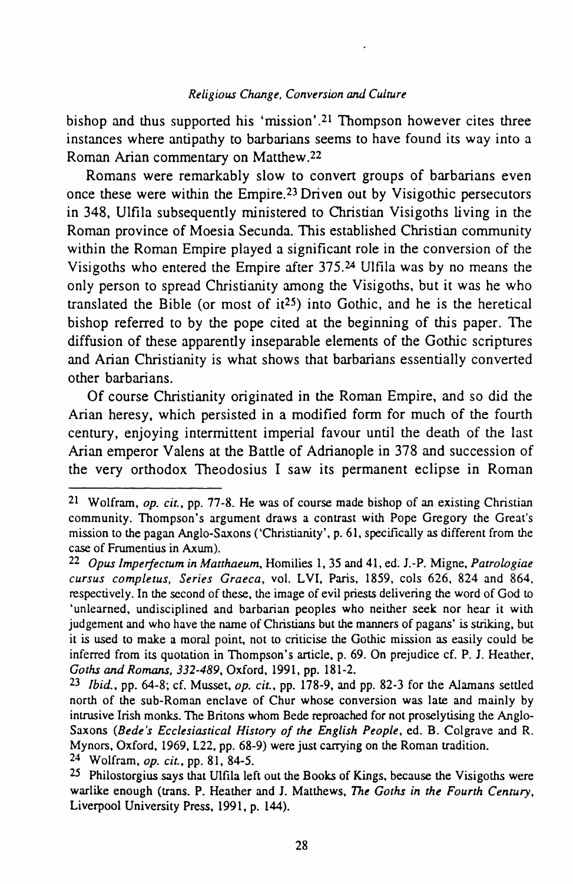bishop and thus supported his 'mission'.[21] Thompson however cites three instances where antipathy to barbarians seems to have found its way into a Roman Arian commentary on Matthew.[22]

Romans were remarkably slow to convert groups of barbarians even once these were within the Empire.[23] Driven out by Visigothic persecutors in 348, Ulfila subsequently ministered to Christian Visigoths living in the Roman province of Moesia Secunda. This established Christian community within the Roman Empire played a significant role in the conversion of the Visigoths who entered the Empire after 375.[24] Ulfila was by no means the only person to spread Christianity among the Visigoths, but it was he who translated the Bible (or most of it[25]) into Gothic, and he is the heretical bishop referred to by the pope cited at the beginning of this paper. The diffusion of these apparently inseparable elements of the Gothic scriptures and Arian Christianity is what shows that barbarians essentially converted other barbarians.

Of course Christianity originated in the Roman Empire, and so did the Arian heresy, which persisted in a modified form for much of the fourth century, enjoying intermittent imperial favour until the death of the last Arian emperor Valens at the Battle of Adrianople in 378 and succession of the very orthodox Theodosius I saw its permanent eclipse in Roman

---

[21] Wolfram, *op. cit.*, pp. 77-8. He was of course made bishop of an existing Christian community. Thompson's argument draws a contrast with Pope Gregory the Great's mission to the pagan Anglo-Saxons ('Christianity', p. 61, specifically as different from the case of Frumentius in Axum).

[22] *Opus Imperfectum in Matthaeum*, Homilies 1, 35 and 41, ed. J.-P. Migne, *Patrologiae cursus completus, Series Graeca*, vol. LVI, Paris, 1859, cols 626, 824 and 864, respectively. In the second of these, the image of evil priests delivering the word of God to 'unlearned, undisciplined and barbarian peoples who neither seek nor hear it with judgement and who have the name of Christians but the manners of pagans' is striking, but it is used to make a moral point, not to criticise the Gothic mission as easily could be inferred from its quotation in Thompson's article, p. 69. On prejudice cf. P. J. Heather, *Goths and Romans, 332-489*, Oxford, 1991, pp. 181-2.

[23] *Ibid.*, pp. 64-8; cf. Musset, *op. cit.*, pp. 178-9, and pp. 82-3 for the Alamans settled north of the sub-Roman enclave of Chur whose conversion was late and mainly by intrusive Irish monks. The Britons whom Bede reproached for not proselytising the Anglo-Saxons (*Bede's Ecclesiastical History of the English People*, ed. B. Colgrave and R. Mynors, Oxford, 1969, I.22, pp. 68-9) were just carrying on the Roman tradition.

[24] Wolfram, *op. cit.*, pp. 81, 84-5.

[25] Philostorgius says that Ulfila left out the Books of Kings, because the Visigoths were warlike enough (trans. P. Heather and J. Matthews, *The Goths in the Fourth Century*, Liverpool University Press, 1991, p. 144).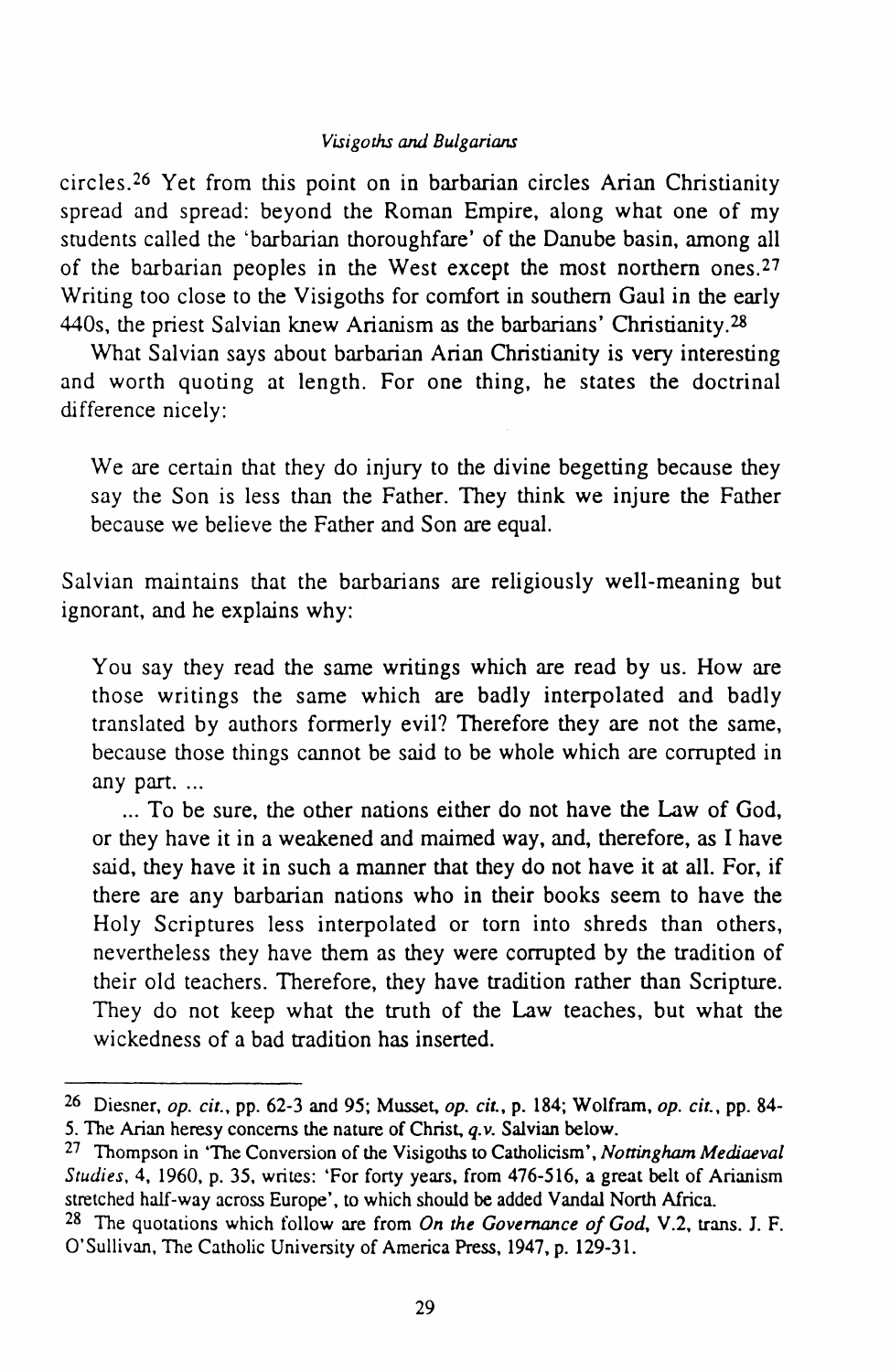circles.[26] Yet from this point on in barbarian circles Arian Christianity spread and spread: beyond the Roman Empire, along what one of my students called the 'barbarian thoroughfare' of the Danube basin, among all of the barbarian peoples in the West except the most northern ones.[27] Writing too close to the Visigoths for comfort in southern Gaul in the early 440s, the priest Salvian knew Arianism as the barbarians' Christianity.[28]

What Salvian says about barbarian Arian Christianity is very interesting and worth quoting at length. For one thing, he states the doctrinal difference nicely:

> We are certain that they do injury to the divine begetting because they say the Son is less than the Father. They think we injure the Father because we believe the Father and Son are equal.

Salvian maintains that the barbarians are religiously well-meaning but ignorant, and he explains why:

> You say they read the same writings which are read by us. How are those writings the same which are badly interpolated and badly translated by authors formerly evil? Therefore they are not the same, because those things cannot be said to be whole which are corrupted in any part. ...
>
> ... To be sure, the other nations either do not have the Law of God, or they have it in a weakened and maimed way, and, therefore, as I have said, they have it in such a manner that they do not have it at all. For, if there are any barbarian nations who in their books seem to have the Holy Scriptures less interpolated or torn into shreds than others, nevertheless they have them as they were corrupted by the tradition of their old teachers. Therefore, they have tradition rather than Scripture. They do not keep what the truth of the Law teaches, but what the wickedness of a bad tradition has inserted.

---

[26] Diesner, *op. cit.*, pp. 62-3 and 95; Musset, *op. cit.*, p. 184; Wolfram, *op. cit.*, pp. 84-5. The Arian heresy concerns the nature of Christ, *q.v.* Salvian below.

[27] Thompson in 'The Conversion of the Visigoths to Catholicism', *Nottingham Mediaeval Studies*, 4, 1960, p. 35, writes: 'For forty years, from 476-516, a great belt of Arianism stretched half-way across Europe', to which should be added Vandal North Africa.

[28] The quotations which follow are from *On the Governance of God*, V.2, trans. J. F. O'Sullivan, The Catholic University of America Press, 1947, p. 129-31.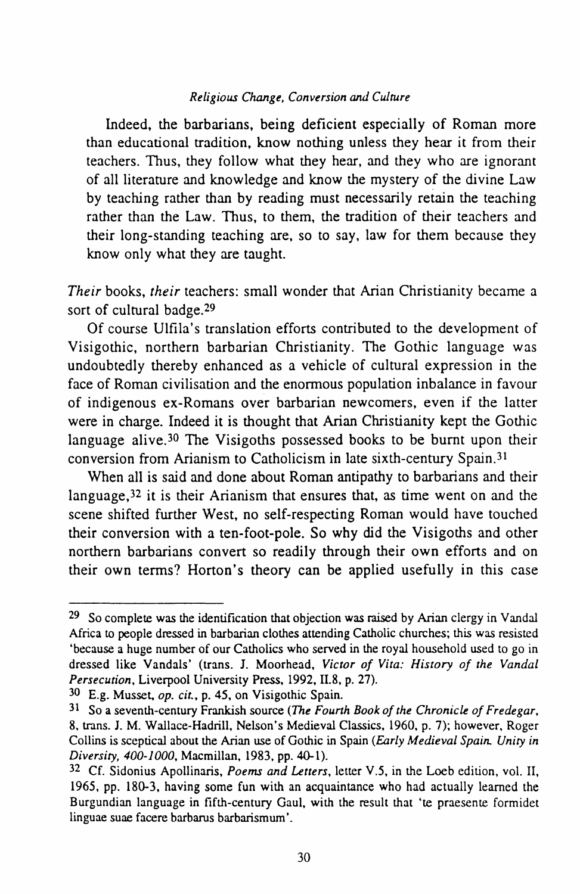Indeed, the barbarians, being deficient especially of Roman more than educational tradition, know nothing unless they hear it from their teachers. Thus, they follow what they hear, and they who are ignorant of all literature and knowledge and know the mystery of the divine Law by teaching rather than by reading must necessarily retain the teaching rather than the Law. Thus, to them, the tradition of their teachers and their long-standing teaching are, so to say, law for them because they know only what they are taught.

*Their* books, *their* teachers: small wonder that Arian Christianity became a sort of cultural badge.[29]

Of course Ulfila's translation efforts contributed to the development of Visigothic, northern barbarian Christianity. The Gothic language was undoubtedly thereby enhanced as a vehicle of cultural expression in the face of Roman civilisation and the enormous population inbalance in favour of indigenous ex-Romans over barbarian newcomers, even if the latter were in charge. Indeed it is thought that Arian Christianity kept the Gothic language alive.[30] The Visigoths possessed books to be burnt upon their conversion from Arianism to Catholicism in late sixth-century Spain.[31]

When all is said and done about Roman antipathy to barbarians and their language,[32] it is their Arianism that ensures that, as time went on and the scene shifted further West, no self-respecting Roman would have touched their conversion with a ten-foot-pole. So why did the Visigoths and other northern barbarians convert so readily through their own efforts and on their own terms? Horton's theory can be applied usefully in this case

---

[29] So complete was the identification that objection was raised by Arian clergy in Vandal Africa to people dressed in barbarian clothes attending Catholic churches; this was resisted 'because a huge number of our Catholics who served in the royal household used to go in dressed like Vandals' (trans. J. Moorhead, *Victor of Vita: History of the Vandal Persecution*, Liverpool University Press, 1992, II.8, p. 27).

[30] E.g. Musset, *op. cit.*, p. 45, on Visigothic Spain.

[31] So a seventh-century Frankish source (*The Fourth Book of the Chronicle of Fredegar*, 8, trans. J. M. Wallace-Hadrill, Nelson's Medieval Classics, 1960, p. 7); however, Roger Collins is sceptical about the Arian use of Gothic in Spain (*Early Medieval Spain. Unity in Diversity, 400-1000*, Macmillan, 1983, pp. 40-1).

[32] Cf. Sidonius Apollinaris, *Poems and Letters*, letter V.5, in the Loeb edition, vol. II, 1965, pp. 180-3, having some fun with an acquaintance who had actually learned the Burgundian language in fifth-century Gaul, with the result that 'te praesente formidet linguae suae facere barbarus barbarismum'.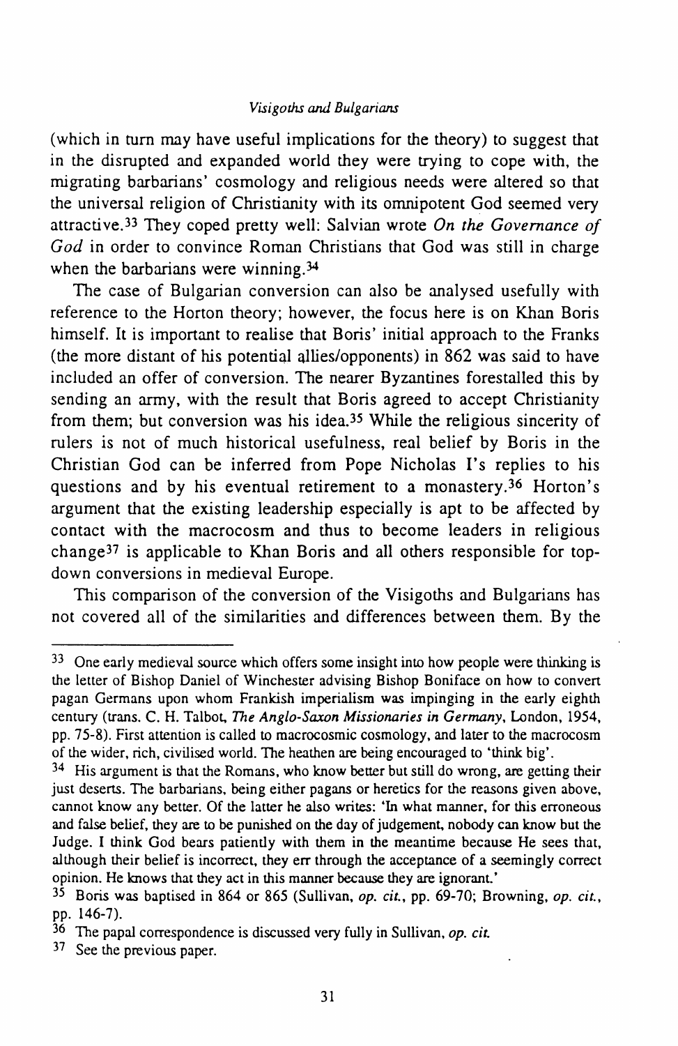(which in turn may have useful implications for the theory) to suggest that in the disrupted and expanded world they were trying to cope with, the migrating barbarians' cosmology and religious needs were altered so that the universal religion of Christianity with its omnipotent God seemed very attractive.[33] They coped pretty well: Salvian wrote *On the Governance of God* in order to convince Roman Christians that God was still in charge when the barbarians were winning.[34]

The case of Bulgarian conversion can also be analysed usefully with reference to the Horton theory; however, the focus here is on Khan Boris himself. It is important to realise that Boris' initial approach to the Franks (the more distant of his potential allies/opponents) in 862 was said to have included an offer of conversion. The nearer Byzantines forestalled this by sending an army, with the result that Boris agreed to accept Christianity from them; but conversion was his idea.[35] While the religious sincerity of rulers is not of much historical usefulness, real belief by Boris in the Christian God can be inferred from Pope Nicholas I's replies to his questions and by his eventual retirement to a monastery.[36] Horton's argument that the existing leadership especially is apt to be affected by contact with the macrocosm and thus to become leaders in religious change[37] is applicable to Khan Boris and all others responsible for top-down conversions in medieval Europe.

This comparison of the conversion of the Visigoths and Bulgarians has not covered all of the similarities and differences between them. By the

---

[33] One early medieval source which offers some insight into how people were thinking is the letter of Bishop Daniel of Winchester advising Bishop Boniface on how to convert pagan Germans upon whom Frankish imperialism was impinging in the early eighth century (trans. C. H. Talbot, *The Anglo-Saxon Missionaries in Germany*, London, 1954, pp. 75-8). First attention is called to macrocosmic cosmology, and later to the macrocosm of the wider, rich, civilised world. The heathen are being encouraged to 'think big'.

[34] His argument is that the Romans, who know better but still do wrong, are getting their just deserts. The barbarians, being either pagans or heretics for the reasons given above, cannot know any better. Of the latter he also writes: 'In what manner, for this erroneous and false belief, they are to be punished on the day of judgement, nobody can know but the Judge. I think God bears patiently with them in the meantime because He sees that, although their belief is incorrect, they err through the acceptance of a seemingly correct opinion. He knows that they act in this manner because they are ignorant.'

[35] Boris was baptised in 864 or 865 (Sullivan, *op. cit.*, pp. 69-70; Browning, *op. cit.*, pp. 146-7).

[36] The papal correspondence is discussed very fully in Sullivan, *op. cit.*

[37] See the previous paper.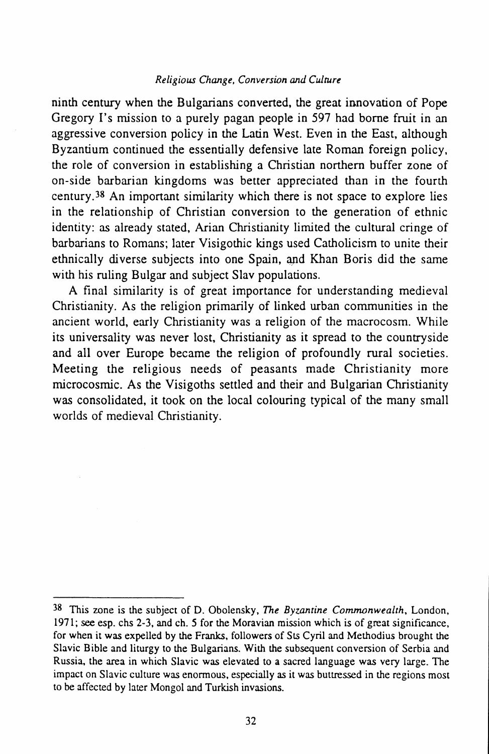ninth century when the Bulgarians converted, the great innovation of Pope Gregory I's mission to a purely pagan people in 597 had borne fruit in an aggressive conversion policy in the Latin West. Even in the East, although Byzantium continued the essentially defensive late Roman foreign policy, the role of conversion in establishing a Christian northern buffer zone of on-side barbarian kingdoms was better appreciated than in the fourth century.[38] An important similarity which there is not space to explore lies in the relationship of Christian conversion to the generation of ethnic identity: as already stated, Arian Christianity limited the cultural cringe of barbarians to Romans; later Visigothic kings used Catholicism to unite their ethnically diverse subjects into one Spain, and Khan Boris did the same with his ruling Bulgar and subject Slav populations.

A final similarity is of great importance for understanding medieval Christianity. As the religion primarily of linked urban communities in the ancient world, early Christianity was a religion of the macrocosm. While its universality was never lost, Christianity as it spread to the countryside and all over Europe became the religion of profoundly rural societies. Meeting the religious needs of peasants made Christianity more microcosmic. As the Visigoths settled and their and Bulgarian Christianity was consolidated, it took on the local colouring typical of the many small worlds of medieval Christianity.

---

[38] This zone is the subject of D. Obolensky, *The Byzantine Commonwealth*, London, 1971; see esp. chs 2-3, and ch. 5 for the Moravian mission which is of great significance, for when it was expelled by the Franks, followers of Sts Cyril and Methodius brought the Slavic Bible and liturgy to the Bulgarians. With the subsequent conversion of Serbia and Russia, the area in which Slavic was elevated to a sacred language was very large. The impact on Slavic culture was enormous, especially as it was buttressed in the regions most to be affected by later Mongol and Turkish invasions.